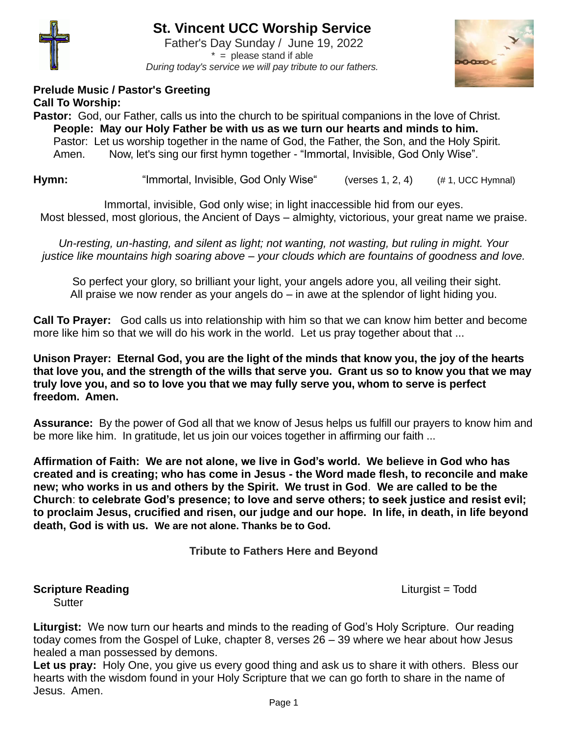# St. Vincent UCC Worship Service

Father's Day Sunday / June 19, 2022

\* = please stand if able

*During today's service we will pay tribute to our fathers.*

**Prelude Music / Pastor's Greeting**

**Call To Worship:**

**Pastor:** God, our Father, calls us into the church to be spiritual companions in the love of Christ.

**People: May our Holy Father be with us as we turn our hearts and minds to him.**

Pastor: Let us worship together in the name of God, the Father, the Son, and the Holy Spirit. Amen. Now, let's sing our first hymn together - "Immortal, Invisible, God Only Wise".

**Hymn:** "Immortal, Invisible, God Only Wise" (verses 1, 2, 4) (# 1, UCC Hymnal)

Immortal, invisible, God only wise; in light inaccessible hid from our eyes.
Most blessed, most glorious, the Ancient of Days – almighty, victorious, your great name we praise.

*Un-resting, un-hasting, and silent as light; not wanting, not wasting, but ruling in might. Your justice like mountains high soaring above – your clouds which are fountains of goodness and love.*

So perfect your glory, so brilliant your light, your angels adore you, all veiling their sight.
All praise we now render as your angels do – in awe at the splendor of light hiding you.

**Call To Prayer:** God calls us into relationship with him so that we can know him better and become more like him so that we will do his work in the world. Let us pray together about that ...

**Unison Prayer: Eternal God, you are the light of the minds that know you, the joy of the hearts that love you, and the strength of the wills that serve you. Grant us so to know you that we may truly love you, and so to love you that we may fully serve you, whom to serve is perfect freedom. Amen.**

**Assurance:** By the power of God all that we know of Jesus helps us fulfill our prayers to know him and be more like him. In gratitude, let us join our voices together in affirming our faith ...

**Affirmation of Faith: We are not alone, we live in God's world. We believe in God who has created and is creating; who has come in Jesus - the Word made flesh, to reconcile and make new; who works in us and others by the Spirit. We trust in God. We are called to be the Church: to celebrate God's presence; to love and serve others; to seek justice and resist evil; to proclaim Jesus, crucified and risen, our judge and our hope. In life, in death, in life beyond death, God is with us. We are not alone. Thanks be to God.**

**Tribute to Fathers Here and Beyond**

**Scripture Reading** Liturgist = Todd Sutter

**Liturgist:** We now turn our hearts and minds to the reading of God's Holy Scripture. Our reading today comes from the Gospel of Luke, chapter 8, verses 26 – 39 where we hear about how Jesus healed a man possessed by demons.

**Let us pray:** Holy One, you give us every good thing and ask us to share it with others. Bless our hearts with the wisdom found in your Holy Scripture that we can go forth to share in the name of Jesus. Amen.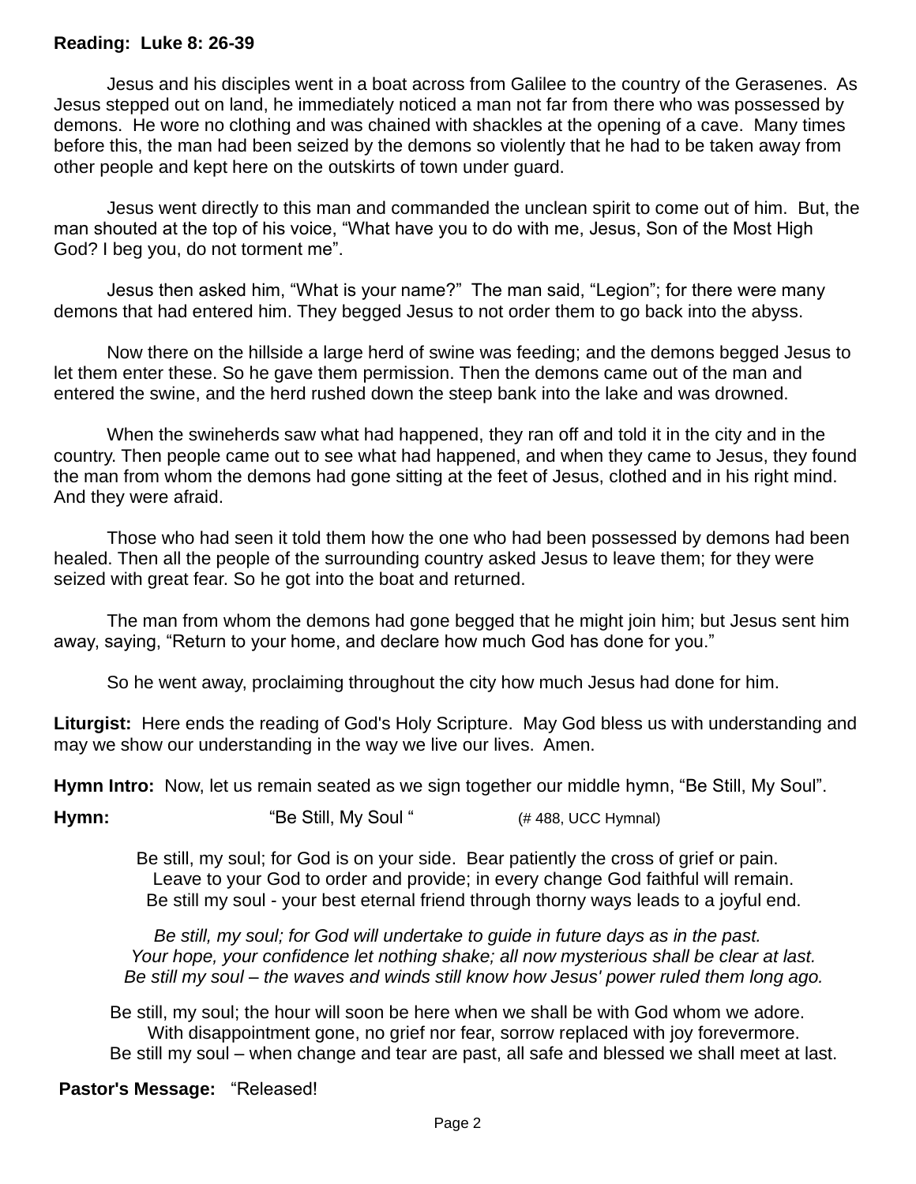**Reading: Luke 8: 26-39**

Jesus and his disciples went in a boat across from Galilee to the country of the Gerasenes. As Jesus stepped out on land, he immediately noticed a man not far from there who was possessed by demons. He wore no clothing and was chained with shackles at the opening of a cave. Many times before this, the man had been seized by the demons so violently that he had to be taken away from other people and kept here on the outskirts of town under guard.

Jesus went directly to this man and commanded the unclean spirit to come out of him. But, the man shouted at the top of his voice, "What have you to do with me, Jesus, Son of the Most High God? I beg you, do not torment me".

Jesus then asked him, "What is your name?" The man said, "Legion"; for there were many demons that had entered him. They begged Jesus to not order them to go back into the abyss.

Now there on the hillside a large herd of swine was feeding; and the demons begged Jesus to let them enter these. So he gave them permission. Then the demons came out of the man and entered the swine, and the herd rushed down the steep bank into the lake and was drowned.

When the swineherds saw what had happened, they ran off and told it in the city and in the country. Then people came out to see what had happened, and when they came to Jesus, they found the man from whom the demons had gone sitting at the feet of Jesus, clothed and in his right mind. And they were afraid.

Those who had seen it told them how the one who had been possessed by demons had been healed. Then all the people of the surrounding country asked Jesus to leave them; for they were seized with great fear. So he got into the boat and returned.

The man from whom the demons had gone begged that he might join him; but Jesus sent him away, saying, "Return to your home, and declare how much God has done for you."

So he went away, proclaiming throughout the city how much Jesus had done for him.

**Liturgist:** Here ends the reading of God's Holy Scripture. May God bless us with understanding and may we show our understanding in the way we live our lives. Amen.

**Hymn Intro:** Now, let us remain seated as we sign together our middle hymn, "Be Still, My Soul".

**Hymn:** "Be Still, My Soul " (# 488, UCC Hymnal)

Be still, my soul; for God is on your side. Bear patiently the cross of grief or pain.
Leave to your God to order and provide; in every change God faithful will remain.
Be still my soul - your best eternal friend through thorny ways leads to a joyful end.

*Be still, my soul; for God will undertake to guide in future days as in the past.*
*Your hope, your confidence let nothing shake; all now mysterious shall be clear at last.*
*Be still my soul – the waves and winds still know how Jesus' power ruled them long ago.*

Be still, my soul; the hour will soon be here when we shall be with God whom we adore.
With disappointment gone, no grief nor fear, sorrow replaced with joy forevermore.
Be still my soul – when change and tear are past, all safe and blessed we shall meet at last.

**Pastor's Message:** "Released!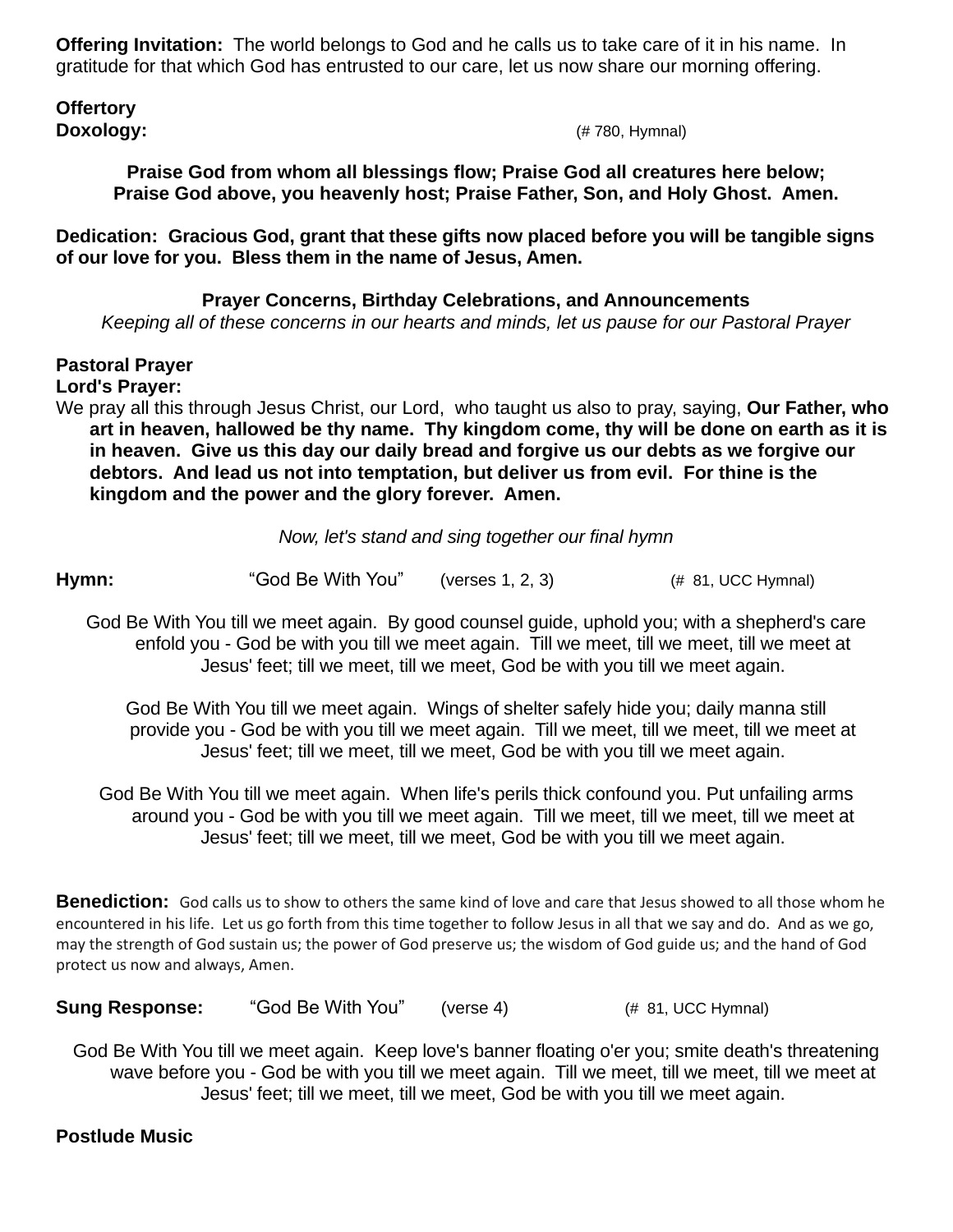**Offering Invitation:** The world belongs to God and he calls us to take care of it in his name. In gratitude for that which God has entrusted to our care, let us now share our morning offering.

**Offertory**
**Doxology:** (# 780, Hymnal)

**Praise God from whom all blessings flow; Praise God all creatures here below; Praise God above, you heavenly host; Praise Father, Son, and Holy Ghost. Amen.**

**Dedication: Gracious God, grant that these gifts now placed before you will be tangible signs of our love for you. Bless them in the name of Jesus, Amen.**

**Prayer Concerns, Birthday Celebrations, and Announcements**

*Keeping all of these concerns in our hearts and minds, let us pause for our Pastoral Prayer*

**Pastoral Prayer**
**Lord's Prayer:**
We pray all this through Jesus Christ, our Lord, who taught us also to pray, saying, **Our Father, who art in heaven, hallowed be thy name. Thy kingdom come, thy will be done on earth as it is in heaven. Give us this day our daily bread and forgive us our debts as we forgive our debtors. And lead us not into temptation, but deliver us from evil. For thine is the kingdom and the power and the glory forever. Amen.**

*Now, let's stand and sing together our final hymn*

**Hymn:** "God Be With You" (verses 1, 2, 3) (# 81, UCC Hymnal)

God Be With You till we meet again. By good counsel guide, uphold you; with a shepherd's care enfold you - God be with you till we meet again. Till we meet, till we meet, till we meet at Jesus' feet; till we meet, till we meet, God be with you till we meet again.

God Be With You till we meet again. Wings of shelter safely hide you; daily manna still provide you - God be with you till we meet again. Till we meet, till we meet, till we meet at Jesus' feet; till we meet, till we meet, God be with you till we meet again.

God Be With You till we meet again. When life's perils thick confound you. Put unfailing arms around you - God be with you till we meet again. Till we meet, till we meet, till we meet at Jesus' feet; till we meet, till we meet, God be with you till we meet again.

**Benediction:** God calls us to show to others the same kind of love and care that Jesus showed to all those whom he encountered in his life. Let us go forth from this time together to follow Jesus in all that we say and do. And as we go, may the strength of God sustain us; the power of God preserve us; the wisdom of God guide us; and the hand of God protect us now and always, Amen.

**Sung Response:** "God Be With You" (verse 4) (# 81, UCC Hymnal)

God Be With You till we meet again. Keep love's banner floating o'er you; smite death's threatening wave before you - God be with you till we meet again. Till we meet, till we meet, till we meet at Jesus' feet; till we meet, till we meet, God be with you till we meet again.

**Postlude Music**